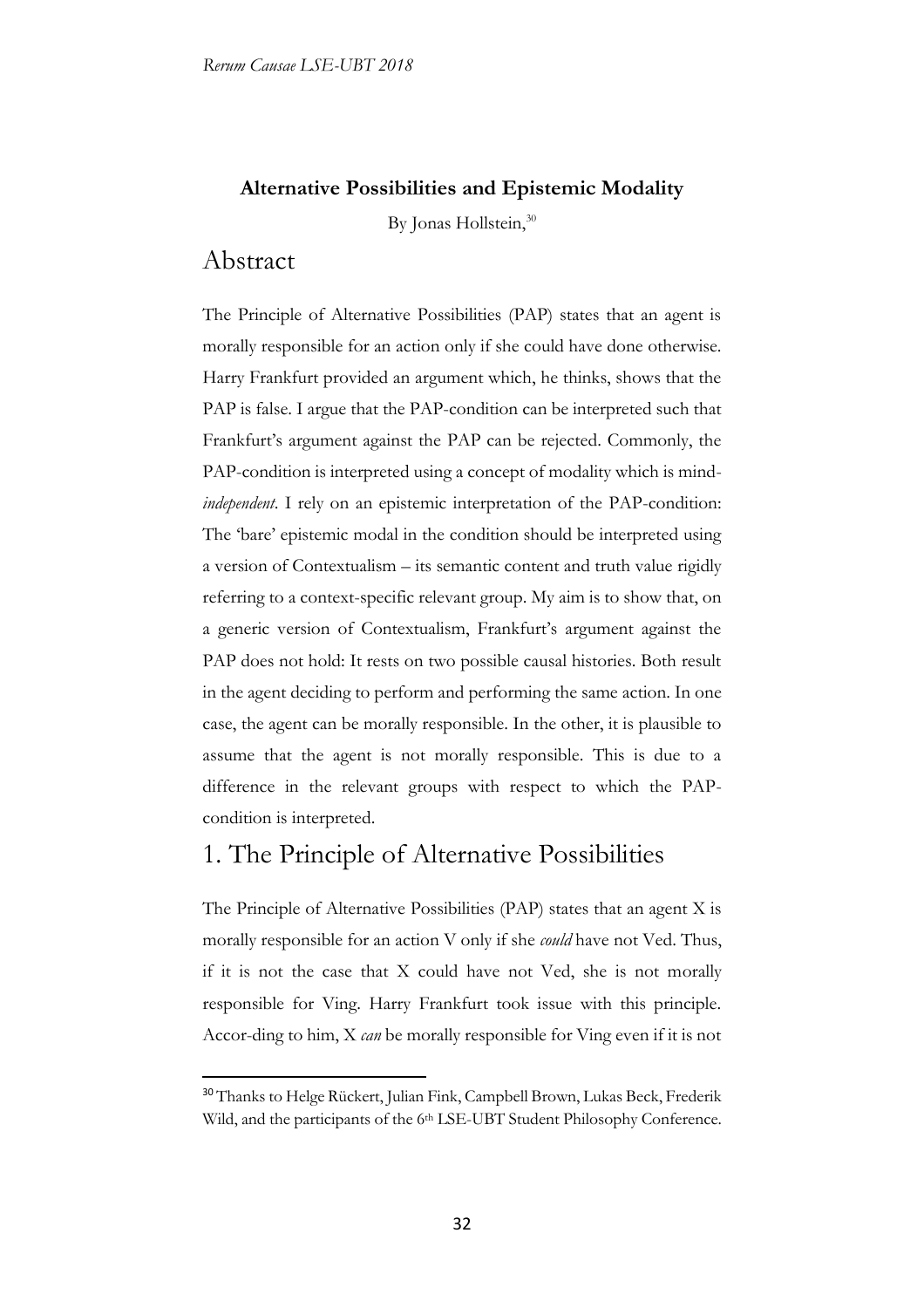**Alternative Possibilities and Epistemic Modality**

By Jonas Hollstein,[30]

## Abstract

The Principle of Alternative Possibilities (PAP) states that an agent is morally responsible for an action only if she could have done otherwise. Harry Frankfurt provided an argument which, he thinks, shows that the PAP is false. I argue that the PAP-condition can be interpreted such that Frankfurt's argument against the PAP can be rejected. Commonly, the PAP-condition is interpreted using a concept of modality which is mind-*independent*. I rely on an epistemic interpretation of the PAP-condition: The 'bare' epistemic modal in the condition should be interpreted using a version of Contextualism – its semantic content and truth value rigidly referring to a context-specific relevant group. My aim is to show that, on a generic version of Contextualism, Frankfurt's argument against the PAP does not hold: It rests on two possible causal histories. Both result in the agent deciding to perform and performing the same action. In one case, the agent can be morally responsible. In the other, it is plausible to assume that the agent is not morally responsible. This is due to a difference in the relevant groups with respect to which the PAP-condition is interpreted.

## 1. The Principle of Alternative Possibilities

The Principle of Alternative Possibilities (PAP) states that an agent X is morally responsible for an action V only if she *could* have not Ved. Thus, if it is not the case that X could have not Ved, she is not morally responsible for Ving. Harry Frankfurt took issue with this principle. Accor-ding to him, X *can* be morally responsible for Ving even if it is not

[30] Thanks to Helge Rückert, Julian Fink, Campbell Brown, Lukas Beck, Frederik Wild, and the participants of the 6th LSE-UBT Student Philosophy Conference.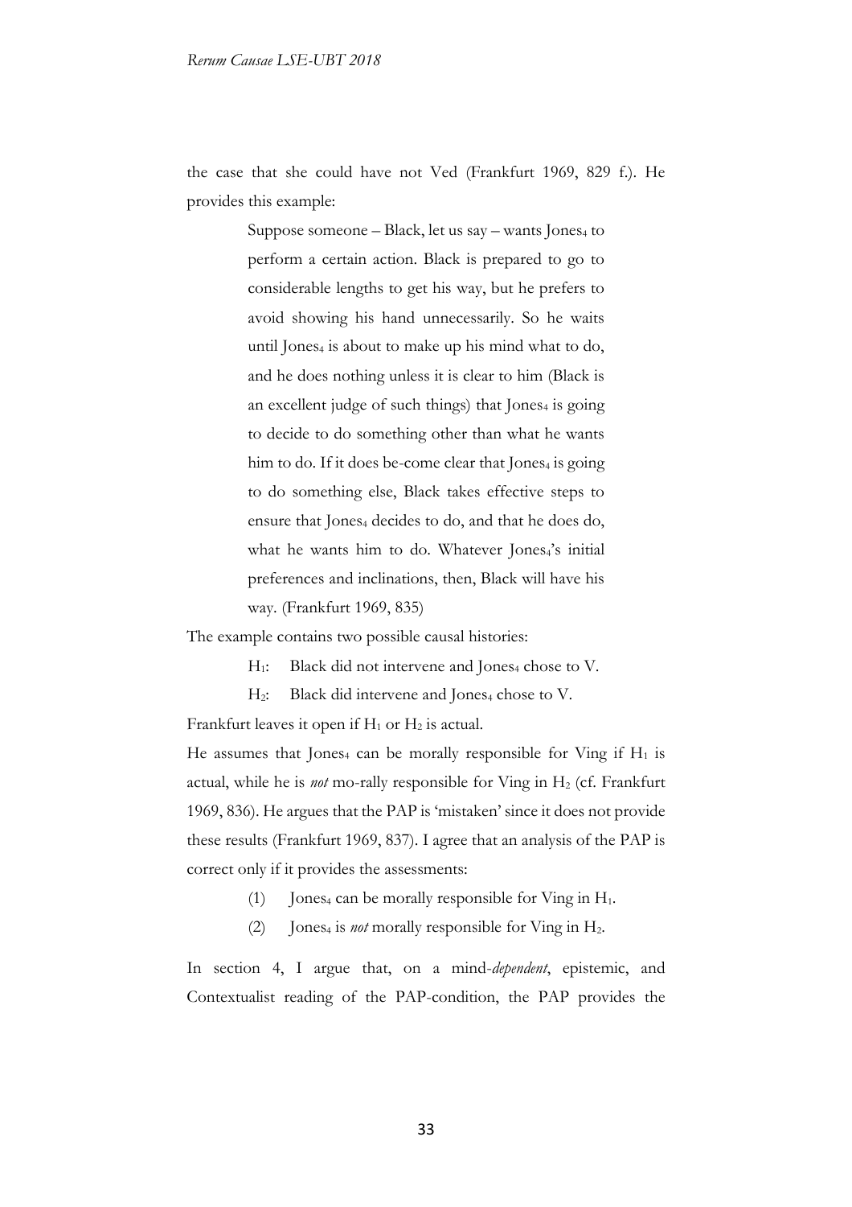the case that she could have not Ved (Frankfurt 1969, 829 f.). He provides this example:

> Suppose someone – Black, let us say – wants $Jones_4$ to perform a certain action. Black is prepared to go to considerable lengths to get his way, but he prefers to avoid showing his hand unnecessarily. So he waits until $Jones_4$ is about to make up his mind what to do, and he does nothing unless it is clear to him (Black is an excellent judge of such things) that $Jones_4$ is going to decide to do something other than what he wants him to do. If it does be-come clear that $Jones_4$ is going to do something else, Black takes effective steps to ensure that $Jones_4$ decides to do, and that he does do, what he wants him to do. Whatever $Jones_4$'s initial preferences and inclinations, then, Black will have his way. (Frankfurt 1969, 835)

The example contains two possible causal histories:

> $H_1$: Black did not intervene and $Jones_4$ chose to V.
>
> $H_2$: Black did intervene and $Jones_4$ chose to V.

Frankfurt leaves it open if $H_1$ or $H_2$ is actual.

He assumes that $Jones_4$ can be morally responsible for Ving if $H_1$ is actual, while he is *not* mo-rally responsible for Ving in $H_2$ (cf. Frankfurt 1969, 836). He argues that the PAP is 'mistaken' since it does not provide these results (Frankfurt 1969, 837). I agree that an analysis of the PAP is correct only if it provides the assessments:

> (1) $Jones_4$ can be morally responsible for Ving in $H_1$.
>
> (2) $Jones_4$ is *not* morally responsible for Ving in $H_2$.

In section 4, I argue that, on a mind-*dependent*, epistemic, and Contextualist reading of the PAP-condition, the PAP provides the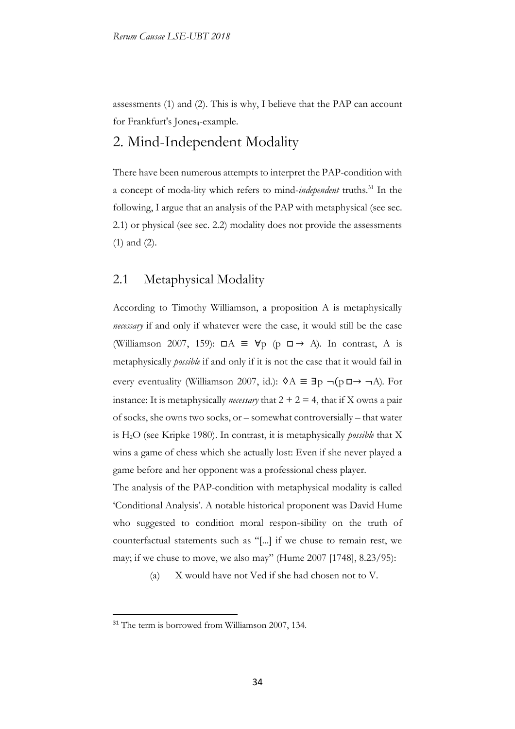assessments (1) and (2). This is why, I believe that the PAP can account for Frankfurt's $Jones_4$-example.

# 2. Mind-Independent Modality

There have been numerous attempts to interpret the PAP-condition with a concept of moda-lity which refers to mind-*independent* truths.[31] In the following, I argue that an analysis of the PAP with metaphysical (see sec. 2.1) or physical (see sec. 2.2) modality does not provide the assessments (1) and (2).

## 2.1 Metaphysical Modality

According to Timothy Williamson, a proposition A is metaphysically *necessary* if and only if whatever were the case, it would still be the case (Williamson 2007, 159): $\Box A \equiv \forall p\ (p \;\Box\!\!\rightarrow A)$. In contrast, A is metaphysically *possible* if and only if it is not the case that it would fail in every eventuality (Williamson 2007, id.): $\Diamond A \equiv \exists p\ \neg(p \;\Box\!\!\rightarrow \neg A)$. For instance: It is metaphysically *necessary* that $2 + 2 = 4$, that if X owns a pair of socks, she owns two socks, or – somewhat controversially – that water is $H_2O$ (see Kripke 1980). In contrast, it is metaphysically *possible* that X wins a game of chess which she actually lost: Even if she never played a game before and her opponent was a professional chess player.

The analysis of the PAP-condition with metaphysical modality is called 'Conditional Analysis'. A notable historical proponent was David Hume who suggested to condition moral respon-sibility on the truth of counterfactual statements such as "[...] if we chuse to remain rest, we may; if we chuse to move, we also may" (Hume 2007 [1748], 8.23/95):

(a) X would have not Ved if she had chosen not to V.

[31] The term is borrowed from Williamson 2007, 134.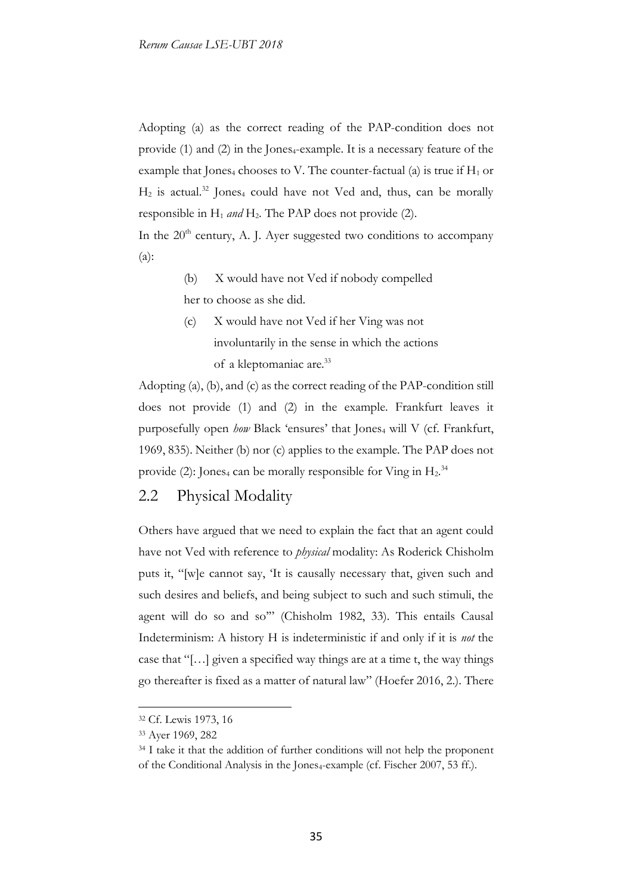Adopting (a) as the correct reading of the PAP-condition does not provide (1) and (2) in the $Jones_4$-example. It is a necessary feature of the example that $Jones_4$ chooses to V. The counter-factual (a) is true if $H_1$ or $H_2$ is actual.[32] $Jones_4$ could have not Ved and, thus, can be morally responsible in $H_1$ *and* $H_2$. The PAP does not provide (2).

In the 20[th] century, A. J. Ayer suggested two conditions to accompany (a):

> (b) X would have not Ved if nobody compelled her to choose as she did.
>
> (c) X would have not Ved if her Ving was not involuntarily in the sense in which the actions of a kleptomaniac are.[33]

Adopting (a), (b), and (c) as the correct reading of the PAP-condition still does not provide (1) and (2) in the example. Frankfurt leaves it purposefully open *how* Black 'ensures' that $Jones_4$ will V (cf. Frankfurt, 1969, 835). Neither (b) nor (c) applies to the example. The PAP does not provide (2): $Jones_4$ can be morally responsible for Ving in $H_2$.[34]

## 2.2 Physical Modality

Others have argued that we need to explain the fact that an agent could have not Ved with reference to *physical* modality: As Roderick Chisholm puts it, "[w]e cannot say, 'It is causally necessary that, given such and such desires and beliefs, and being subject to such and such stimuli, the agent will do so and so'" (Chisholm 1982, 33). This entails Causal Indeterminism: A history H is indeterministic if and only if it is *not* the case that "[…] given a specified way things are at a time t, the way things go thereafter is fixed as a matter of natural law" (Hoefer 2016, 2.). There

---

[32] Cf. Lewis 1973, 16

[33] Ayer 1969, 282

[34] I take it that the addition of further conditions will not help the proponent of the Conditional Analysis in the $Jones_4$-example (cf. Fischer 2007, 53 ff.).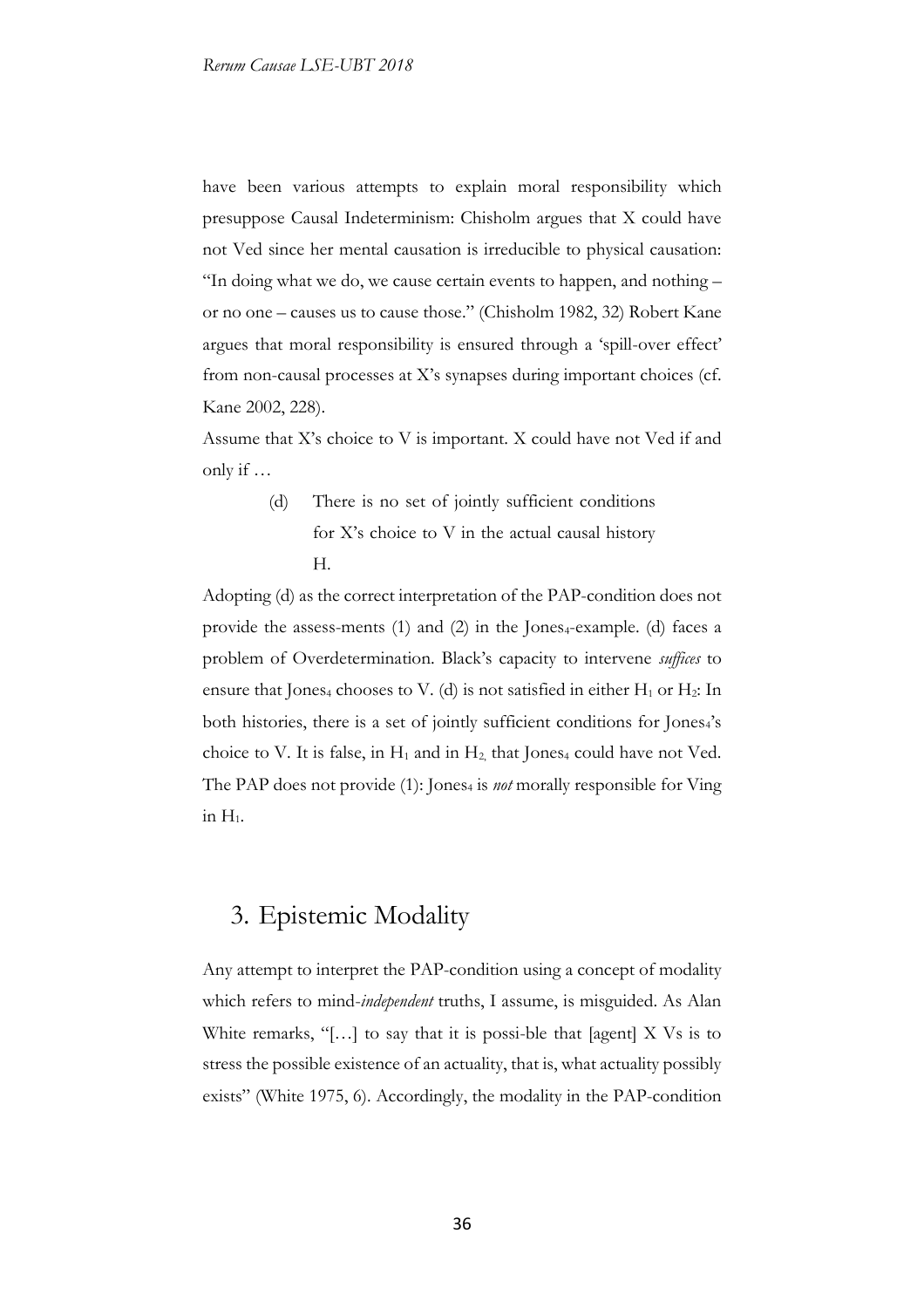have been various attempts to explain moral responsibility which presuppose Causal Indeterminism: Chisholm argues that X could have not Ved since her mental causation is irreducible to physical causation: "In doing what we do, we cause certain events to happen, and nothing – or no one – causes us to cause those." (Chisholm 1982, 32) Robert Kane argues that moral responsibility is ensured through a 'spill-over effect' from non-causal processes at X's synapses during important choices (cf. Kane 2002, 228).

Assume that X's choice to V is important. X could have not Ved if and only if …

> (d) There is no set of jointly sufficient conditions for X's choice to V in the actual causal history H.

Adopting (d) as the correct interpretation of the PAP-condition does not provide the assess-ments (1) and (2) in the $Jones_4$-example. (d) faces a problem of Overdetermination. Black's capacity to intervene *suffices* to ensure that $Jones_4$ chooses to V. (d) is not satisfied in either $H_1$ or $H_2$: In both histories, there is a set of jointly sufficient conditions for $Jones_4$'s choice to V. It is false, in $H_1$ and in $H_2$, that $Jones_4$ could have not Ved. The PAP does not provide (1): $Jones_4$ is *not* morally responsible for Ving in $H_1$.

## 3. Epistemic Modality

Any attempt to interpret the PAP-condition using a concept of modality which refers to mind-*independent* truths, I assume, is misguided. As Alan White remarks, "[…] to say that it is possi-ble that [agent] X Vs is to stress the possible existence of an actuality, that is, what actuality possibly exists" (White 1975, 6). Accordingly, the modality in the PAP-condition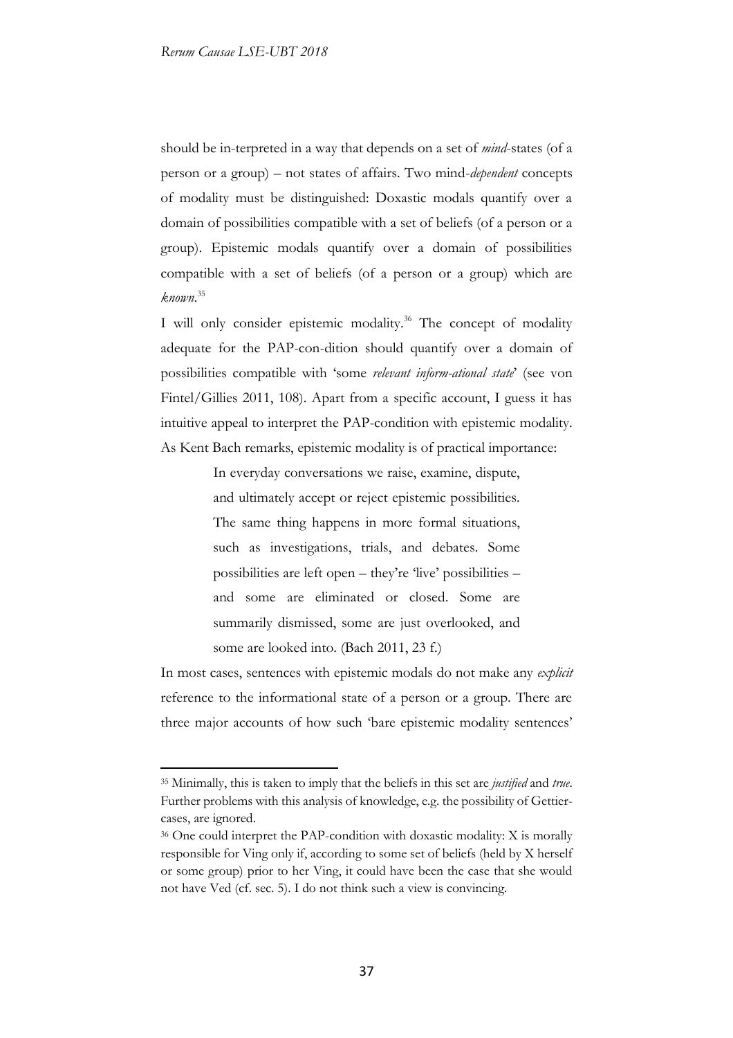should be in-terpreted in a way that depends on a set of *mind*-states (of a person or a group) – not states of affairs. Two mind-*dependent* concepts of modality must be distinguished: Doxastic modals quantify over a domain of possibilities compatible with a set of beliefs (of a person or a group). Epistemic modals quantify over a domain of possibilities compatible with a set of beliefs (of a person or a group) which are *known*.[35]

I will only consider epistemic modality.[36] The concept of modality adequate for the PAP-con-dition should quantify over a domain of possibilities compatible with 'some *relevant inform-ational state*' (see von Fintel/Gillies 2011, 108). Apart from a specific account, I guess it has intuitive appeal to interpret the PAP-condition with epistemic modality. As Kent Bach remarks, epistemic modality is of practical importance:

> In everyday conversations we raise, examine, dispute, and ultimately accept or reject epistemic possibilities. The same thing happens in more formal situations, such as investigations, trials, and debates. Some possibilities are left open – they're 'live' possibilities – and some are eliminated or closed. Some are summarily dismissed, some are just overlooked, and some are looked into. (Bach 2011, 23 f.)

In most cases, sentences with epistemic modals do not make any *explicit* reference to the informational state of a person or a group. There are three major accounts of how such 'bare epistemic modality sentences'

---

[35] Minimally, this is taken to imply that the beliefs in this set are *justified* and *true*. Further problems with this analysis of knowledge, e.g. the possibility of Gettier-cases, are ignored.

[36] One could interpret the PAP-condition with doxastic modality: X is morally responsible for Ving only if, according to some set of beliefs (held by X herself or some group) prior to her Ving, it could have been the case that she would not have Ved (cf. sec. 5). I do not think such a view is convincing.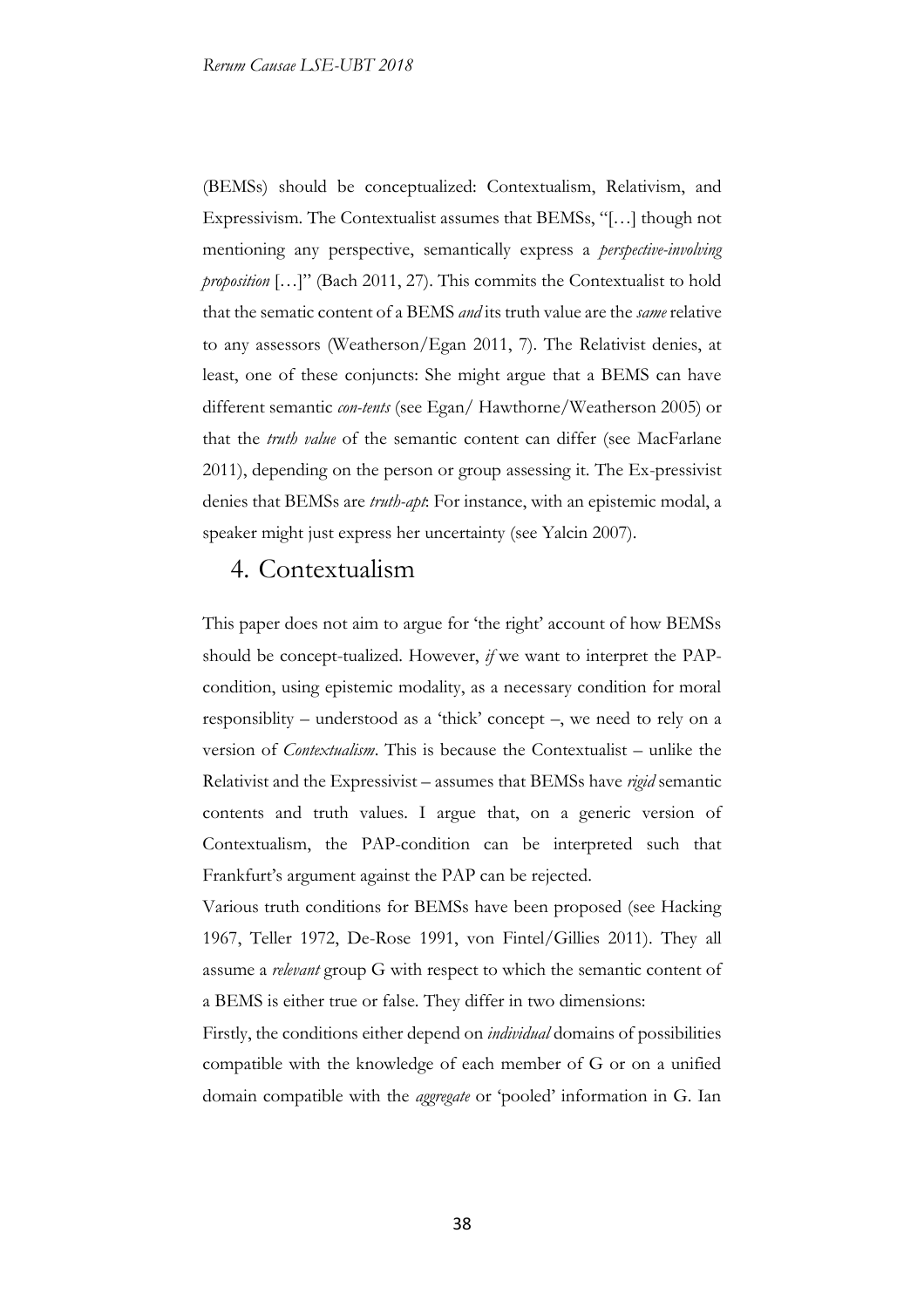(BEMSs) should be conceptualized: Contextualism, Relativism, and Expressivism. The Contextualist assumes that BEMSs, "[…] though not mentioning any perspective, semantically express a *perspective-involving proposition* […]" (Bach 2011, 27). This commits the Contextualist to hold that the sematic content of a BEMS *and* its truth value are the *same* relative to any assessors (Weatherson/Egan 2011, 7). The Relativist denies, at least, one of these conjuncts: She might argue that a BEMS can have different semantic *con-tents* (see Egan/ Hawthorne/Weatherson 2005) or that the *truth value* of the semantic content can differ (see MacFarlane 2011), depending on the person or group assessing it. The Ex-pressivist denies that BEMSs are *truth-apt*: For instance, with an epistemic modal, a speaker might just express her uncertainty (see Yalcin 2007).

## 4. Contextualism

This paper does not aim to argue for 'the right' account of how BEMSs should be concept-tualized. However, *if* we want to interpret the PAP-condition, using epistemic modality, as a necessary condition for moral responsiblity – understood as a 'thick' concept –, we need to rely on a version of *Contextualism*. This is because the Contextualist – unlike the Relativist and the Expressivist – assumes that BEMSs have *rigid* semantic contents and truth values. I argue that, on a generic version of Contextualism, the PAP-condition can be interpreted such that Frankfurt's argument against the PAP can be rejected.

Various truth conditions for BEMSs have been proposed (see Hacking 1967, Teller 1972, De-Rose 1991, von Fintel/Gillies 2011). They all assume a *relevant* group G with respect to which the semantic content of a BEMS is either true or false. They differ in two dimensions:

Firstly, the conditions either depend on *individual* domains of possibilities compatible with the knowledge of each member of G or on a unified domain compatible with the *aggregate* or 'pooled' information in G. Ian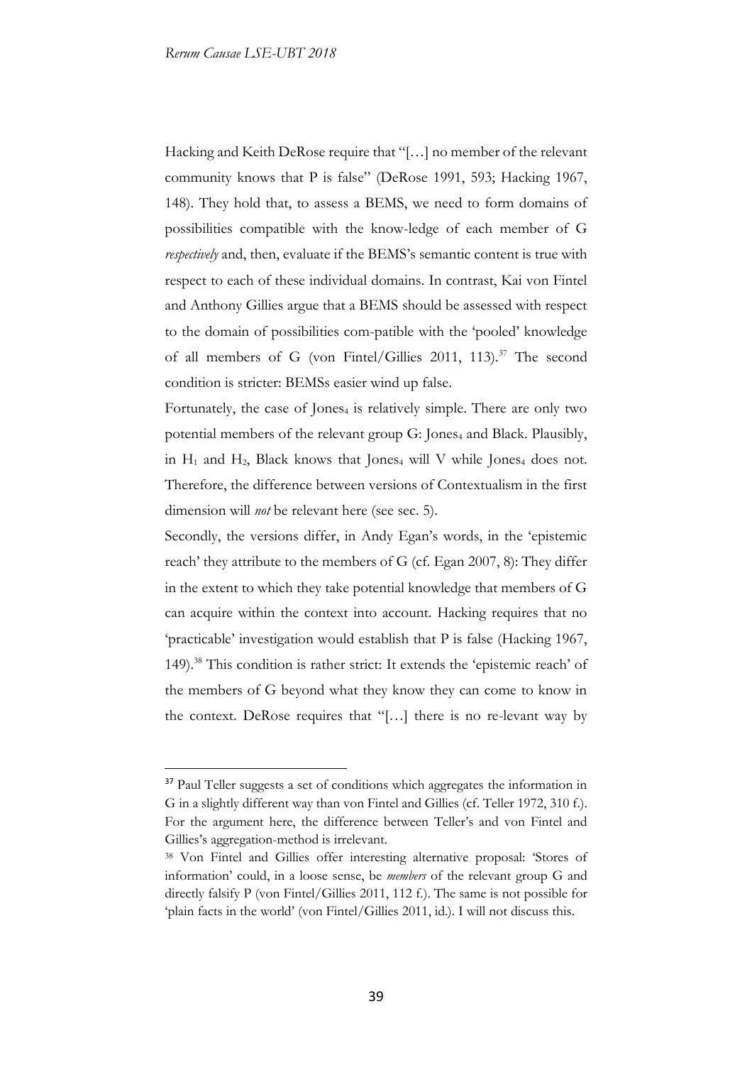Hacking and Keith DeRose require that "[…] no member of the relevant community knows that P is false" (DeRose 1991, 593; Hacking 1967, 148). They hold that, to assess a BEMS, we need to form domains of possibilities compatible with the know-ledge of each member of G *respectively* and, then, evaluate if the BEMS's semantic content is true with respect to each of these individual domains. In contrast, Kai von Fintel and Anthony Gillies argue that a BEMS should be assessed with respect to the domain of possibilities com-patible with the 'pooled' knowledge of all members of G (von Fintel/Gillies 2011, 113).[37] The second condition is stricter: BEMSs easier wind up false.

Fortunately, the case of $Jones_4$ is relatively simple. There are only two potential members of the relevant group G: $Jones_4$ and Black. Plausibly, in $H_1$ and $H_2$, Black knows that $Jones_4$ will V while $Jones_4$ does not. Therefore, the difference between versions of Contextualism in the first dimension will *not* be relevant here (see sec. 5).

Secondly, the versions differ, in Andy Egan's words, in the 'epistemic reach' they attribute to the members of G (cf. Egan 2007, 8): They differ in the extent to which they take potential knowledge that members of G can acquire within the context into account. Hacking requires that no 'practicable' investigation would establish that P is false (Hacking 1967, 149).[38] This condition is rather strict: It extends the 'epistemic reach' of the members of G beyond what they know they can come to know in the context. DeRose requires that "[…] there is no re-levant way by

---

[37] Paul Teller suggests a set of conditions which aggregates the information in G in a slightly different way than von Fintel and Gillies (cf. Teller 1972, 310 f.). For the argument here, the difference between Teller's and von Fintel and Gillies's aggregation-method is irrelevant.

[38] Von Fintel and Gillies offer interesting alternative proposal: 'Stores of information' could, in a loose sense, be *members* of the relevant group G and directly falsify P (von Fintel/Gillies 2011, 112 f.). The same is not possible for 'plain facts in the world' (von Fintel/Gillies 2011, id.). I will not discuss this.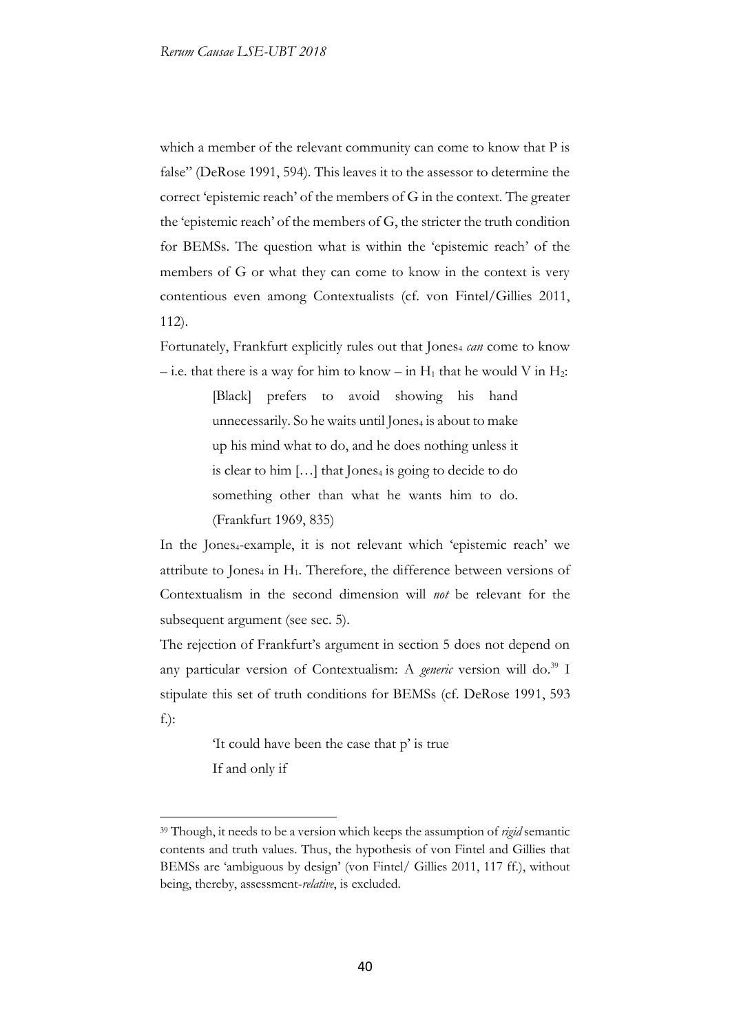which a member of the relevant community can come to know that P is false" (DeRose 1991, 594). This leaves it to the assessor to determine the correct 'epistemic reach' of the members of G in the context. The greater the 'epistemic reach' of the members of G, the stricter the truth condition for BEMSs. The question what is within the 'epistemic reach' of the members of G or what they can come to know in the context is very contentious even among Contextualists (cf. von Fintel/Gillies 2011, 112).

Fortunately, Frankfurt explicitly rules out that $\text{Jones}_4$ *can* come to know – i.e. that there is a way for him to know – in $H_1$ that he would V in $H_2$:

> [Black] prefers to avoid showing his hand unnecessarily. So he waits until $\text{Jones}_4$ is about to make up his mind what to do, and he does nothing unless it is clear to him […] that $\text{Jones}_4$ is going to decide to do something other than what he wants him to do. (Frankfurt 1969, 835)

In the $\text{Jones}_4$-example, it is not relevant which 'epistemic reach' we attribute to $\text{Jones}_4$ in $H_1$. Therefore, the difference between versions of Contextualism in the second dimension will *not* be relevant for the subsequent argument (see sec. 5).

The rejection of Frankfurt's argument in section 5 does not depend on any particular version of Contextualism: A *generic* version will do.[39] I stipulate this set of truth conditions for BEMSs (cf. DeRose 1991, 593 f.):

> 'It could have been the case that p' is true
> If and only if

[39] Though, it needs to be a version which keeps the assumption of *rigid* semantic contents and truth values. Thus, the hypothesis of von Fintel and Gillies that BEMSs are 'ambiguous by design' (von Fintel/ Gillies 2011, 117 ff.), without being, thereby, assessment-*relative*, is excluded.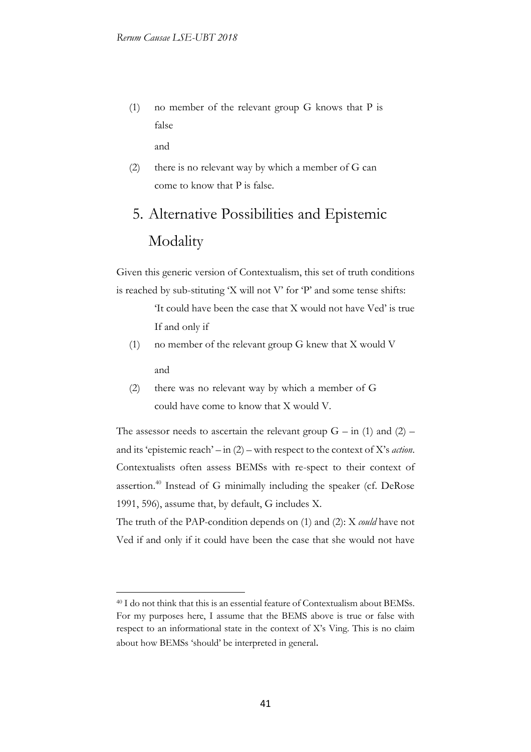(1) no member of the relevant group G knows that P is false

and

(2) there is no relevant way by which a member of G can come to know that P is false.

# 5. Alternative Possibilities and Epistemic Modality

Given this generic version of Contextualism, this set of truth conditions is reached by sub-stituting 'X will not V' for 'P' and some tense shifts:

> 'It could have been the case that X would not have Ved' is true If and only if
>
> (1) no member of the relevant group G knew that X would V
>
> and
>
> (2) there was no relevant way by which a member of G could have come to know that X would V.

The assessor needs to ascertain the relevant group G – in (1) and (2) – and its 'epistemic reach' – in (2) – with respect to the context of X's *action*. Contextualists often assess BEMSs with re-spect to their context of assertion.[40] Instead of G minimally including the speaker (cf. DeRose 1991, 596), assume that, by default, G includes X.

The truth of the PAP-condition depends on (1) and (2): X *could* have not Ved if and only if it could have been the case that she would not have

---

[40] I do not think that this is an essential feature of Contextualism about BEMSs. For my purposes here, I assume that the BEMS above is true or false with respect to an informational state in the context of X's Ving. This is no claim about how BEMSs 'should' be interpreted in general.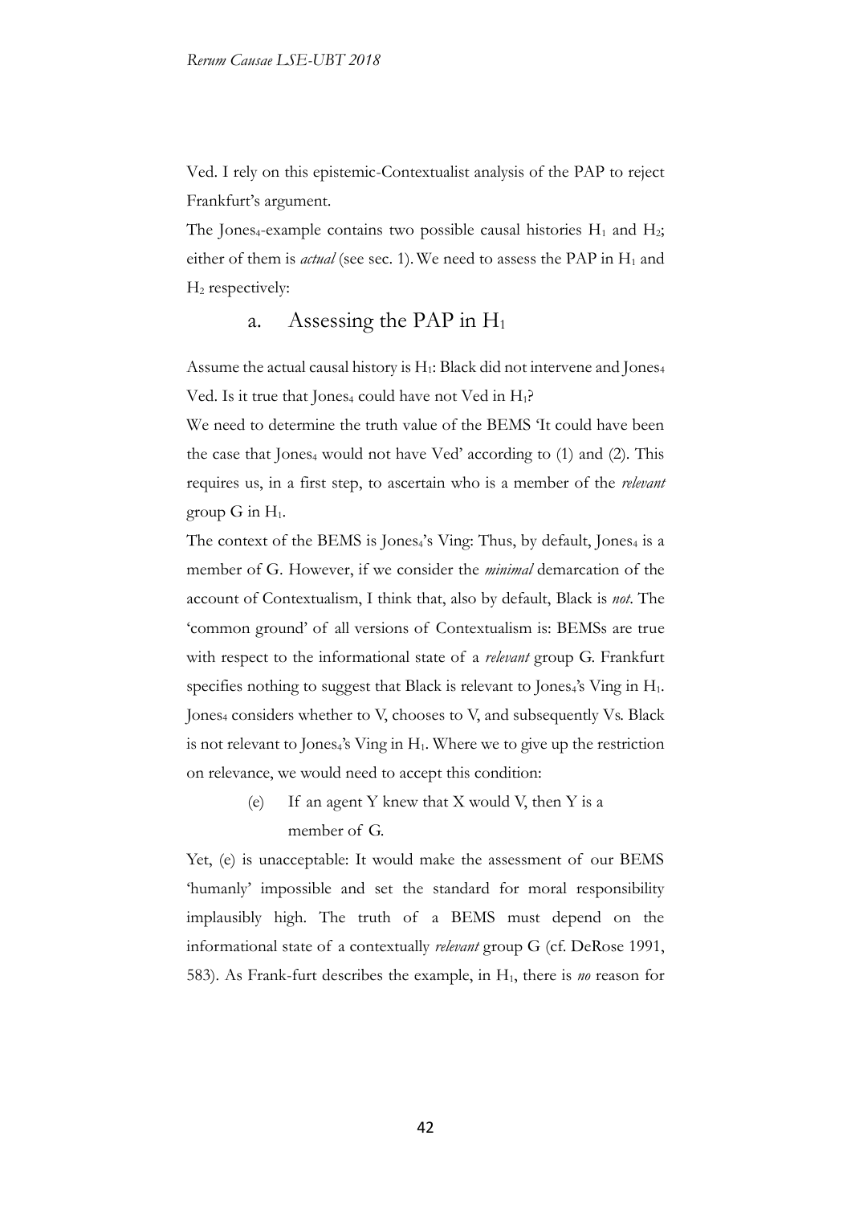Ved. I rely on this epistemic-Contextualist analysis of the PAP to reject Frankfurt's argument.

The Jones$_4$-example contains two possible causal histories $H_1$ and $H_2$; either of them is *actual* (see sec. 1). We need to assess the PAP in $H_1$ and $H_2$ respectively:

### a. Assessing the PAP in $H_1$

Assume the actual causal history is $H_1$: Black did not intervene and Jones$_4$ Ved. Is it true that Jones$_4$ could have not Ved in $H_1$?

We need to determine the truth value of the BEMS 'It could have been the case that Jones$_4$ would not have Ved' according to (1) and (2). This requires us, in a first step, to ascertain who is a member of the *relevant* group G in $H_1$.

The context of the BEMS is Jones$_4$'s Ving: Thus, by default, Jones$_4$ is a member of G. However, if we consider the *minimal* demarcation of the account of Contextualism, I think that, also by default, Black is *not*. The 'common ground' of all versions of Contextualism is: BEMSs are true with respect to the informational state of a *relevant* group G. Frankfurt specifies nothing to suggest that Black is relevant to Jones$_4$'s Ving in $H_1$. Jones$_4$ considers whether to V, chooses to V, and subsequently Vs. Black is not relevant to Jones$_4$'s Ving in $H_1$. Where we to give up the restriction on relevance, we would need to accept this condition:

> (e) If an agent Y knew that X would V, then Y is a member of G.

Yet, (e) is unacceptable: It would make the assessment of our BEMS 'humanly' impossible and set the standard for moral responsibility implausibly high. The truth of a BEMS must depend on the informational state of a contextually *relevant* group G (cf. DeRose 1991, 583). As Frank-furt describes the example, in $H_1$, there is *no* reason for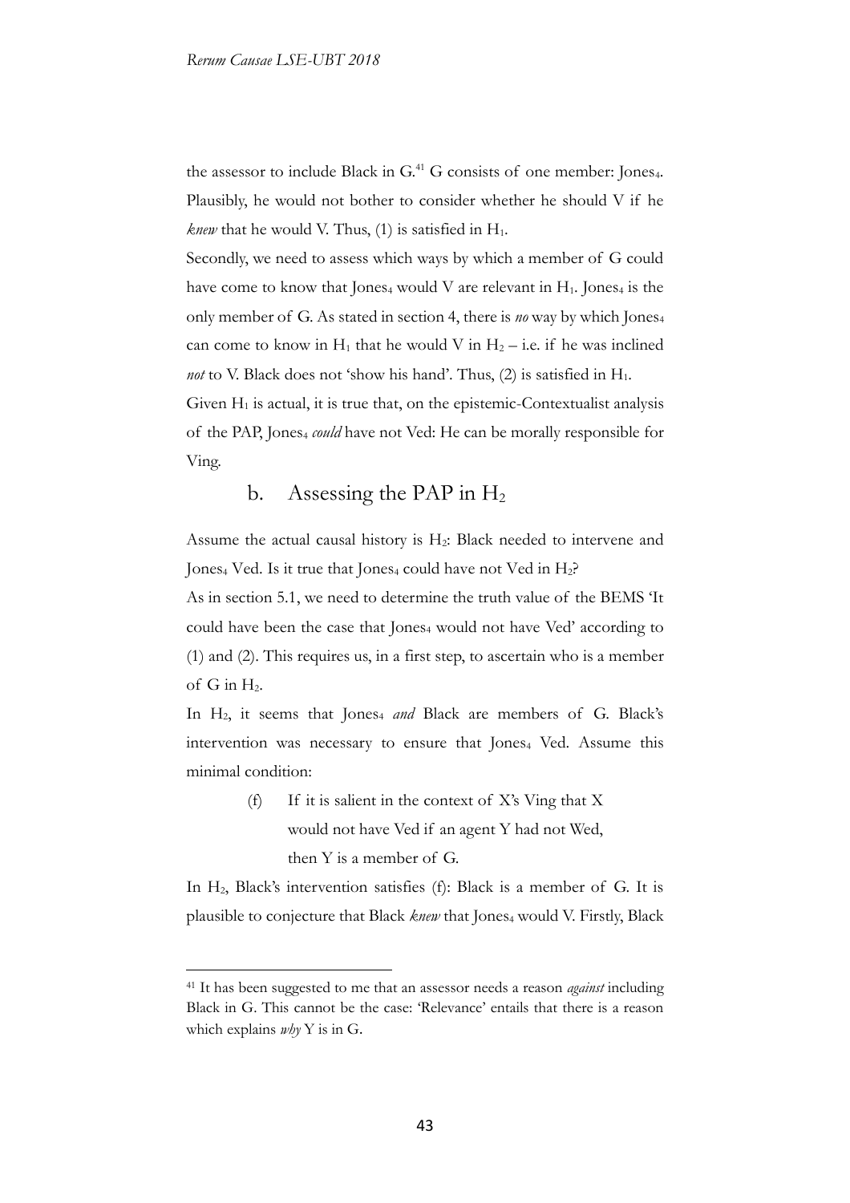the assessor to include Black in G.[41] G consists of one member: $\text{Jones}_4$. Plausibly, he would not bother to consider whether he should V if he *knew* that he would V. Thus, (1) is satisfied in $H_1$.

Secondly, we need to assess which ways by which a member of G could have come to know that $\text{Jones}_4$ would V are relevant in $H_1$. $\text{Jones}_4$ is the only member of G. As stated in section 4, there is *no* way by which $\text{Jones}_4$ can come to know in $H_1$ that he would V in $H_2$ – i.e. if he was inclined *not* to V. Black does not 'show his hand'. Thus, (2) is satisfied in $H_1$.

Given $H_1$ is actual, it is true that, on the epistemic-Contextualist analysis of the PAP, $\text{Jones}_4$ *could* have not Ved: He can be morally responsible for Ving.

## b. Assessing the PAP in $H_2$

Assume the actual causal history is $H_2$: Black needed to intervene and $\text{Jones}_4$ Ved. Is it true that $\text{Jones}_4$ could have not Ved in $H_2$?

As in section 5.1, we need to determine the truth value of the BEMS 'It could have been the case that $\text{Jones}_4$ would not have Ved' according to (1) and (2). This requires us, in a first step, to ascertain who is a member of G in $H_2$.

In $H_2$, it seems that $\text{Jones}_4$ *and* Black are members of G. Black's intervention was necessary to ensure that $\text{Jones}_4$ Ved. Assume this minimal condition:

> (f) If it is salient in the context of X's Ving that X would not have Ved if an agent Y had not Wed, then Y is a member of G.

In $H_2$, Black's intervention satisfies (f): Black is a member of G. It is plausible to conjecture that Black *knew* that $\text{Jones}_4$ would V. Firstly, Black

[41] It has been suggested to me that an assessor needs a reason *against* including Black in G. This cannot be the case: 'Relevance' entails that there is a reason which explains *why* Y is in G.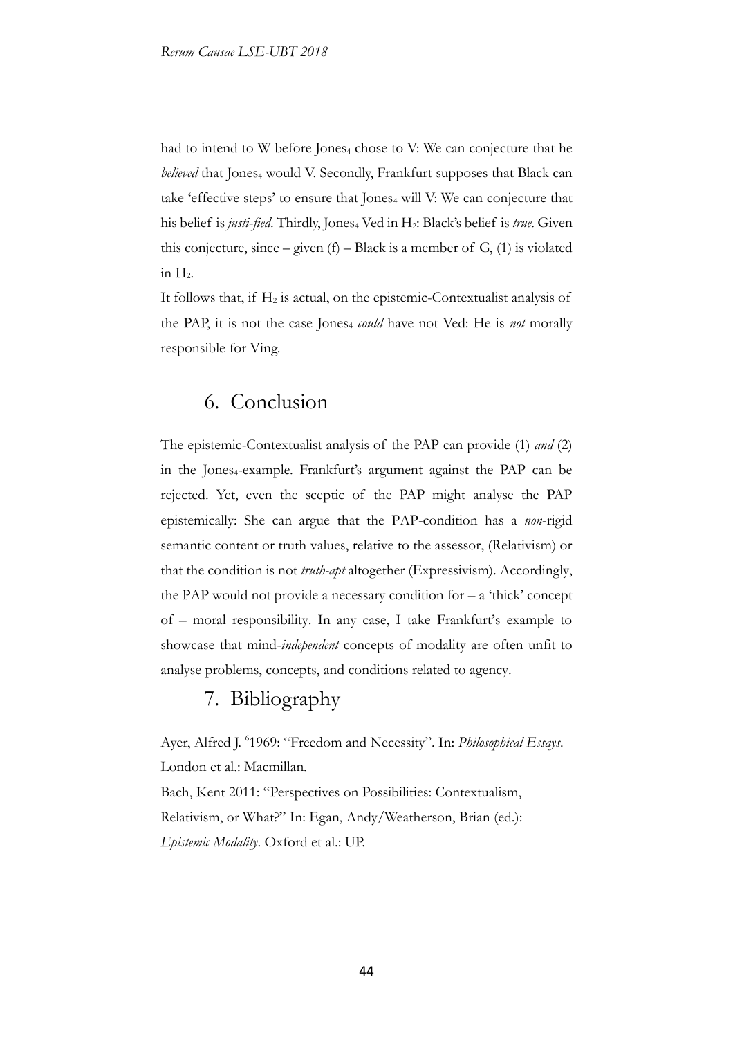had to intend to W before $Jones_4$ chose to V: We can conjecture that he *believed* that $Jones_4$ would V. Secondly, Frankfurt supposes that Black can take 'effective steps' to ensure that $Jones_4$ will V: We can conjecture that his belief is *justi-fied*. Thirdly, $Jones_4$ Ved in $H_2$: Black's belief is *true*. Given this conjecture, since – given (f) – Black is a member of G, (1) is violated in $H_2$.

It follows that, if $H_2$ is actual, on the epistemic-Contextualist analysis of the PAP, it is not the case $Jones_4$ *could* have not Ved: He is *not* morally responsible for Ving.

## 6. Conclusion

The epistemic-Contextualist analysis of the PAP can provide (1) *and* (2) in the $Jones_4$-example. Frankfurt's argument against the PAP can be rejected. Yet, even the sceptic of the PAP might analyse the PAP epistemically: She can argue that the PAP-condition has a *non*-rigid semantic content or truth values, relative to the assessor, (Relativism) or that the condition is not *truth-apt* altogether (Expressivism). Accordingly, the PAP would not provide a necessary condition for – a 'thick' concept of – moral responsibility. In any case, I take Frankfurt's example to showcase that mind-*independent* concepts of modality are often unfit to analyse problems, concepts, and conditions related to agency.

## 7. Bibliography

Ayer, Alfred J. [6]1969: "Freedom and Necessity". In: *Philosophical Essays*. London et al.: Macmillan.

Bach, Kent 2011: "Perspectives on Possibilities: Contextualism, Relativism, or What?" In: Egan, Andy/Weatherson, Brian (ed.): *Epistemic Modality*. Oxford et al.: UP.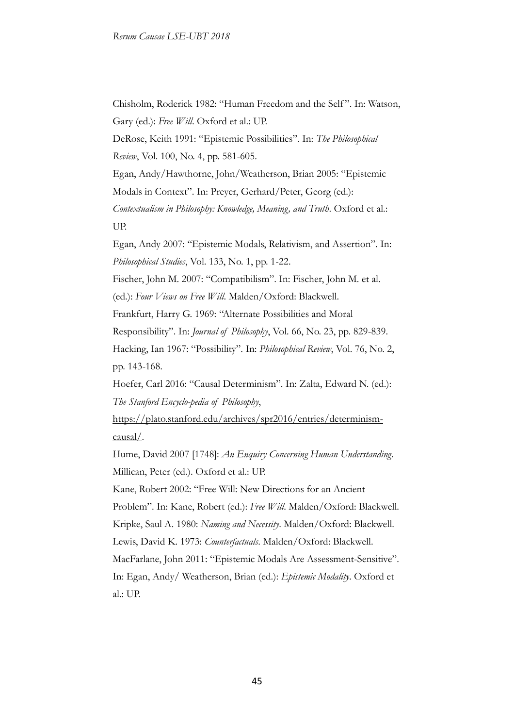Chisholm, Roderick 1982: "Human Freedom and the Self". In: Watson, Gary (ed.): *Free Will*. Oxford et al.: UP.

DeRose, Keith 1991: "Epistemic Possibilities". In: *The Philosophical Review*, Vol. 100, No. 4, pp. 581-605.

Egan, Andy/Hawthorne, John/Weatherson, Brian 2005: "Epistemic Modals in Context". In: Preyer, Gerhard/Peter, Georg (ed.): *Contextualism in Philosophy: Knowledge, Meaning, and Truth*. Oxford et al.: UP.

Egan, Andy 2007: "Epistemic Modals, Relativism, and Assertion". In: *Philosophical Studies*, Vol. 133, No. 1, pp. 1-22.

Fischer, John M. 2007: "Compatibilism". In: Fischer, John M. et al. (ed.): *Four Views on Free Will*. Malden/Oxford: Blackwell.

Frankfurt, Harry G. 1969: "Alternate Possibilities and Moral Responsibility". In: *Journal of Philosophy*, Vol. 66, No. 23, pp. 829-839.

Hacking, Ian 1967: "Possibility". In: *Philosophical Review*, Vol. 76, No. 2, pp. 143-168.

Hoefer, Carl 2016: "Causal Determinism". In: Zalta, Edward N. (ed.): *The Stanford Encyclo-pedia of Philosophy*, https://plato.stanford.edu/archives/spr2016/entries/determinism-causal/.

Hume, David 2007 [1748]: *An Enquiry Concerning Human Understanding*. Millican, Peter (ed.). Oxford et al.: UP.

Kane, Robert 2002: "Free Will: New Directions for an Ancient Problem". In: Kane, Robert (ed.): *Free Will*. Malden/Oxford: Blackwell.

Kripke, Saul A. 1980: *Naming and Necessity*. Malden/Oxford: Blackwell.

Lewis, David K. 1973: *Counterfactuals*. Malden/Oxford: Blackwell.

MacFarlane, John 2011: "Epistemic Modals Are Assessment-Sensitive". In: Egan, Andy/ Weatherson, Brian (ed.): *Epistemic Modality*. Oxford et al.: UP.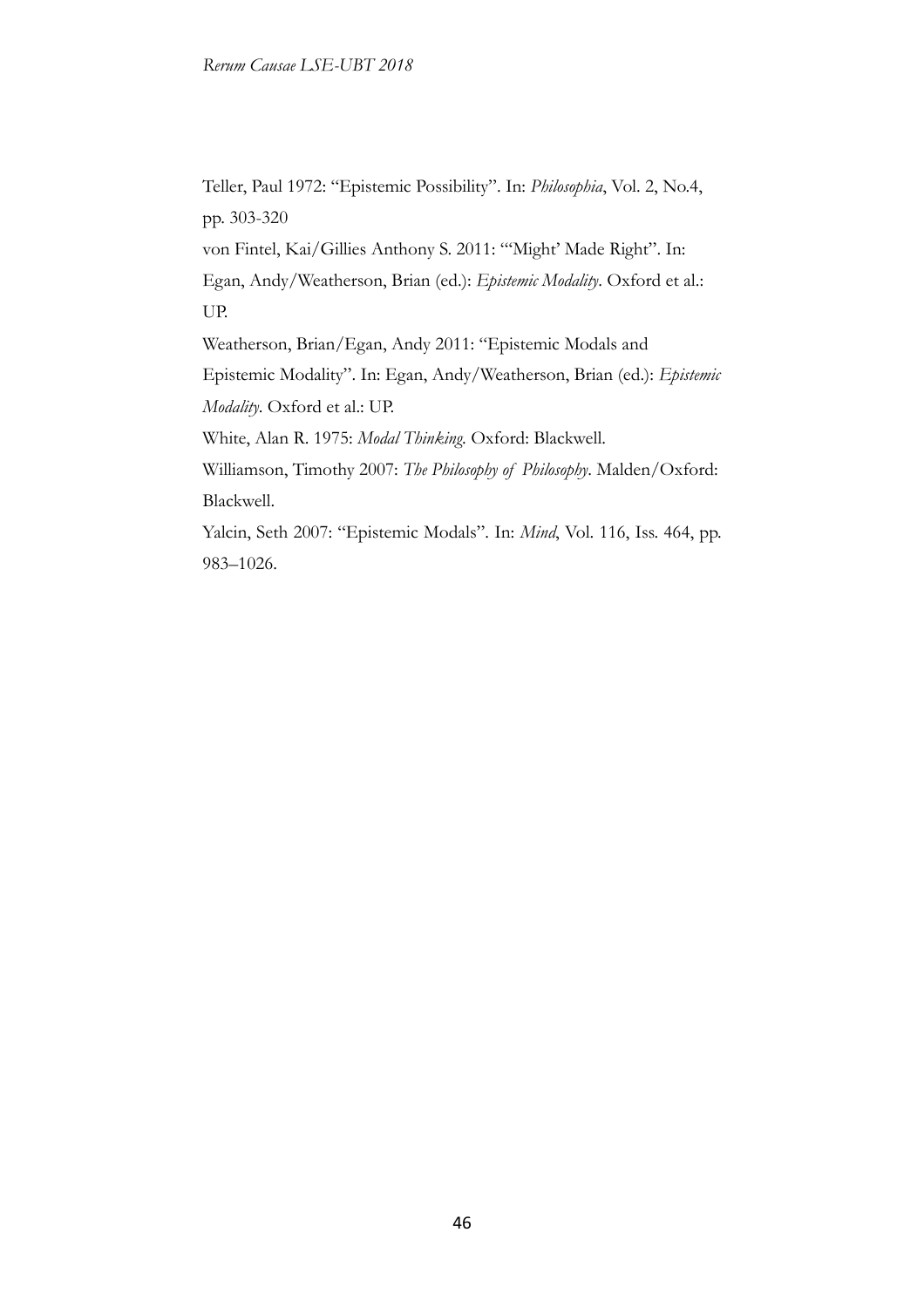Teller, Paul 1972: "Epistemic Possibility". In: *Philosophia*, Vol. 2, No.4, pp. 303-320

von Fintel, Kai/Gillies Anthony S. 2011: "'Might' Made Right". In: Egan, Andy/Weatherson, Brian (ed.): *Epistemic Modality*. Oxford et al.: UP.

Weatherson, Brian/Egan, Andy 2011: "Epistemic Modals and Epistemic Modality". In: Egan, Andy/Weatherson, Brian (ed.): *Epistemic Modality*. Oxford et al.: UP.

White, Alan R. 1975: *Modal Thinking*. Oxford: Blackwell.

Williamson, Timothy 2007: *The Philosophy of Philosophy*. Malden/Oxford: Blackwell.

Yalcin, Seth 2007: "Epistemic Modals". In: *Mind*, Vol. 116, Iss. 464, pp. 983–1026.